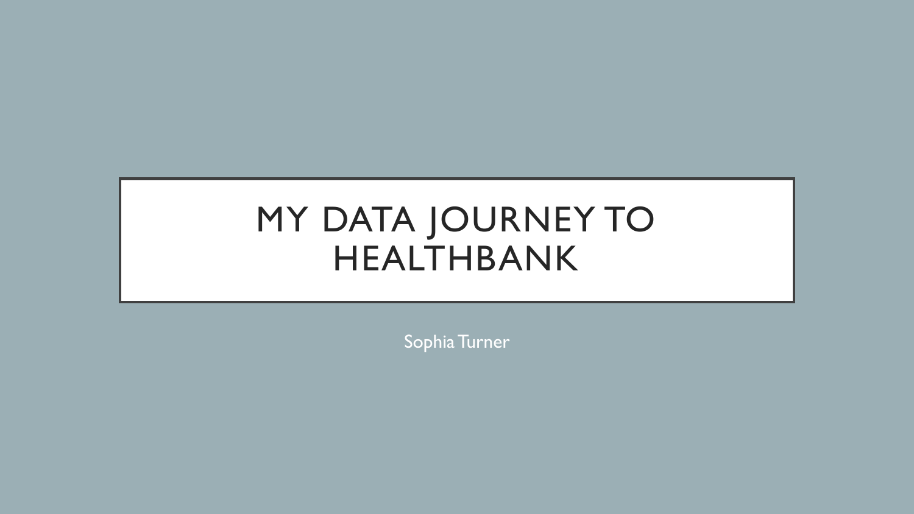# MY DATA JOURNEY TO HEALTHBANK

Sophia Turner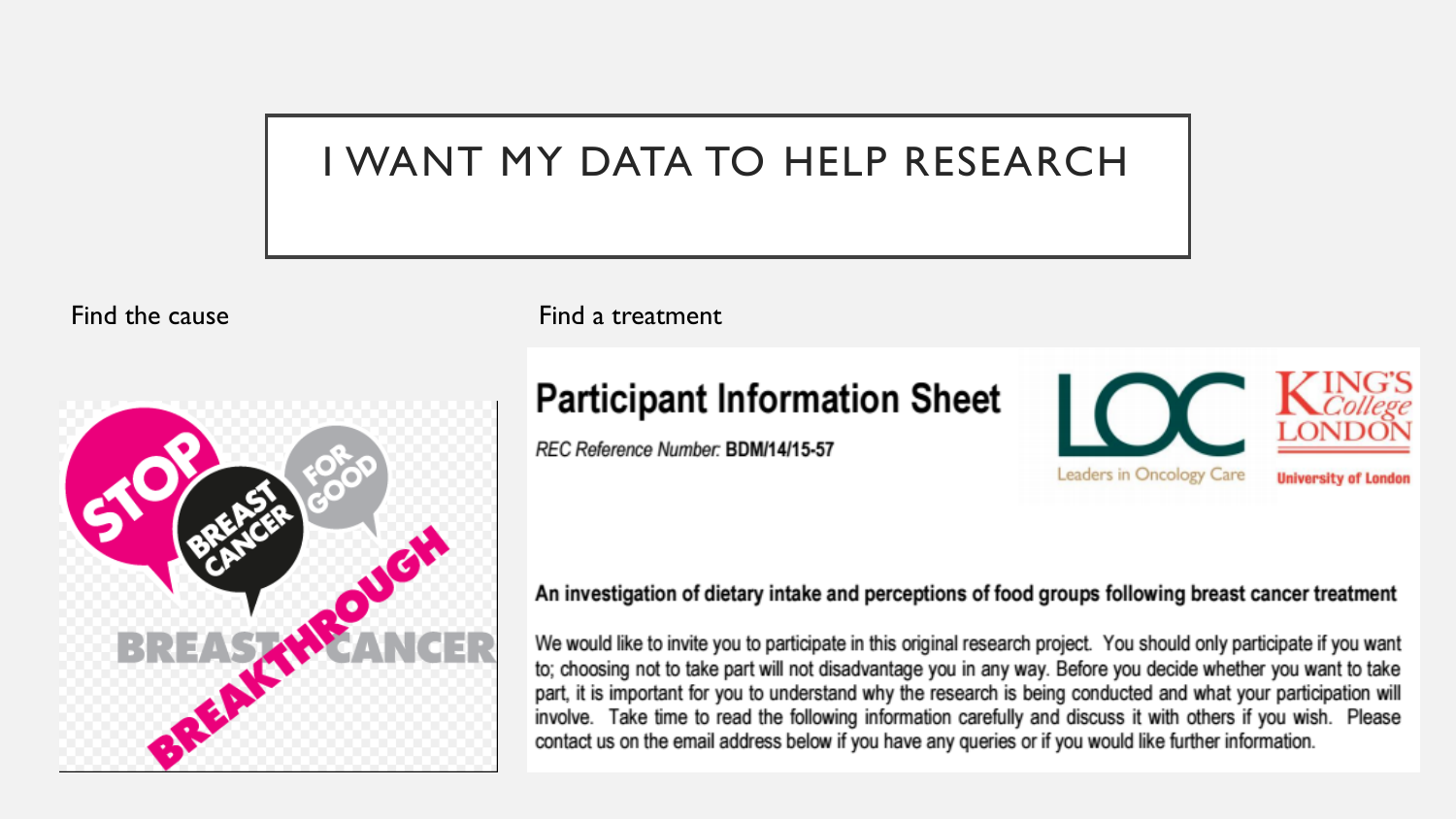# I WANT MY DATA TO HELP RESEARCH

Find the cause

STOP BREAST CANCER FOR GOOD

BREAST CANCER BREAKTHROUGH

Find a treatment

## Participant Information Sheet

*REC Reference Number:* **BDM/14/15-57**

LOC Leaders in Oncology Care

King's College London University of London

**An investigation of dietary intake and perceptions of food groups following breast cancer treatment**

We would like to invite you to participate in this original research project. You should only participate if you want to; choosing not to take part will not disadvantage you in any way. Before you decide whether you want to take part, it is important for you to understand why the research is being conducted and what your participation will involve. Take time to read the following information carefully and discuss it with others if you wish. Please contact us on the email address below if you have any queries or if you would like further information.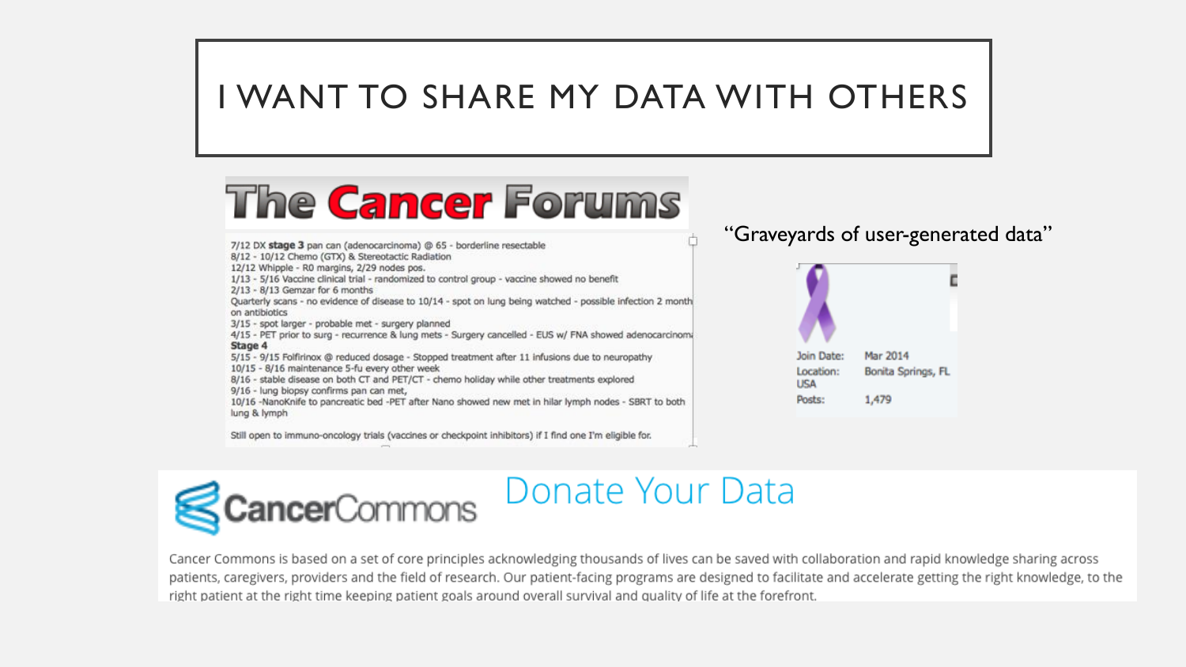# I WANT TO SHARE MY DATA WITH OTHERS

**The Cancer Forums**

7/12 DX **stage 3** pan can (adenocarcinoma) @ 65 - borderline resectable
8/12 - 10/12 Chemo (GTX) & Stereotactic Radiation
12/12 Whipple - R0 margins, 2/29 nodes pos.
1/13 - 5/16 Vaccine clinical trial - randomized to control group - vaccine showed no benefit
2/13 - 8/13 Gemzar for 6 months
Quarterly scans - no evidence of disease to 10/14 - spot on lung being watched - possible infection 2 month on antibiotics
3/15 - spot larger - probable met - surgery planned
4/15 - PET prior to surg - recurrence & lung mets - Surgery cancelled - EUS w/ FNA showed adenocarcinoma
**Stage 4**
5/15 - 9/15 Folfirinox @ reduced dosage - Stopped treatment after 11 infusions due to neuropathy
10/15 - 8/16 maintenance 5-fu every other week
8/16 - stable disease on both CT and PET/CT - chemo holiday while other treatments explored
9/16 - lung biopsy confirms pan can met,
10/16 -NanoKnife to pancreatic bed -PET after Nano showed new met in hilar lymph nodes - SBRT to both lung & lymph

Still open to immuno-oncology trials (vaccines or checkpoint inhibitors) if I find one I'm eligible for.

"Graveyards of user-generated data"

Join Date: Mar 2014
Location: Bonita Springs, FL USA
Posts: 1,479

**CancerCommons**

## Donate Your Data

Cancer Commons is based on a set of core principles acknowledging thousands of lives can be saved with collaboration and rapid knowledge sharing across patients, caregivers, providers and the field of research. Our patient-facing programs are designed to facilitate and accelerate getting the right knowledge, to the right patient at the right time keeping patient goals around overall survival and quality of life at the forefront.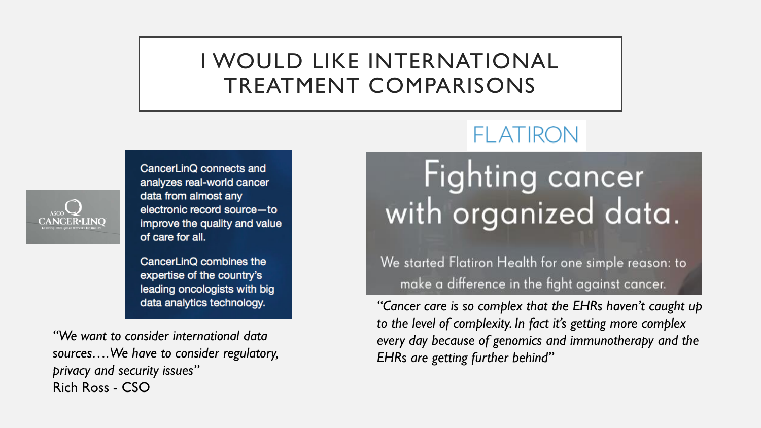# I WOULD LIKE INTERNATIONAL TREATMENT COMPARISONS

ASCO CANCER•LINQ

CancerLinQ connects and analyzes real-world cancer data from almost any electronic record source—to improve the quality and value of care for all.

CancerLinQ combines the expertise of the country's leading oncologists with big data analytics technology.

*"We want to consider international data sources….We have to consider regulatory, privacy and security issues"*
Rich Ross - CSO

FLATIRON

Fighting cancer with organized data.

We started Flatiron Health for one simple reason: to make a difference in the fight against cancer.

*"Cancer care is so complex that the EHRs haven't caught up to the level of complexity. In fact it's getting more complex every day because of genomics and immunotherapy and the EHRs are getting further behind"*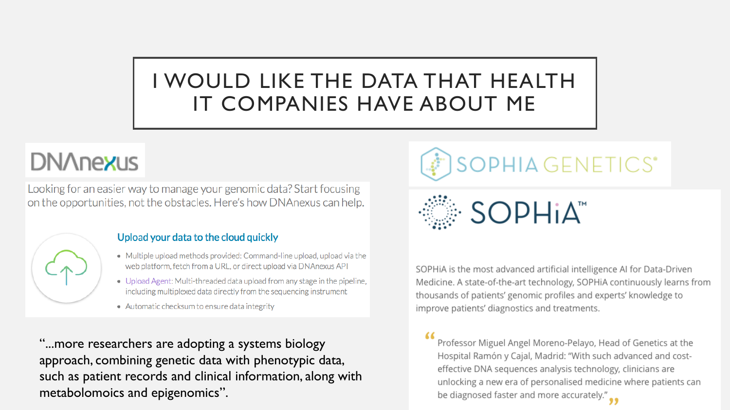# I WOULD LIKE THE DATA THAT HEALTH IT COMPANIES HAVE ABOUT ME

## DNAnexus

Looking for an easier way to manage your genomic data? Start focusing on the opportunities, not the obstacles. Here's how DNAnexus can help.

### Upload your data to the cloud quickly

- Multiple upload methods provided: Command-line upload, upload via the web platform, fetch from a URL, or direct upload via DNAnexus API
- Upload Agent: Multi-threaded data upload from any stage in the pipeline, including multiplexed data directly from the sequencing instrument
- Automatic checksum to ensure data integrity

"...more researchers are adopting a systems biology approach, combining genetic data with phenotypic data, such as patient records and clinical information, along with metabolomoics and epigenomics".

## SOPHIA GENETICS®

## SOPHiA™

SOPHiA is the most advanced artificial intelligence AI for Data-Driven Medicine. A state-of-the-art technology, SOPHiA continuously learns from thousands of patients' genomic profiles and experts' knowledge to improve patients' diagnostics and treatments.

> Professor Miguel Angel Moreno-Pelayo, Head of Genetics at the Hospital Ramón y Cajal, Madrid: "With such advanced and cost-effective DNA sequences analysis technology, clinicians are unlocking a new era of personalised medicine where patients can be diagnosed faster and more accurately."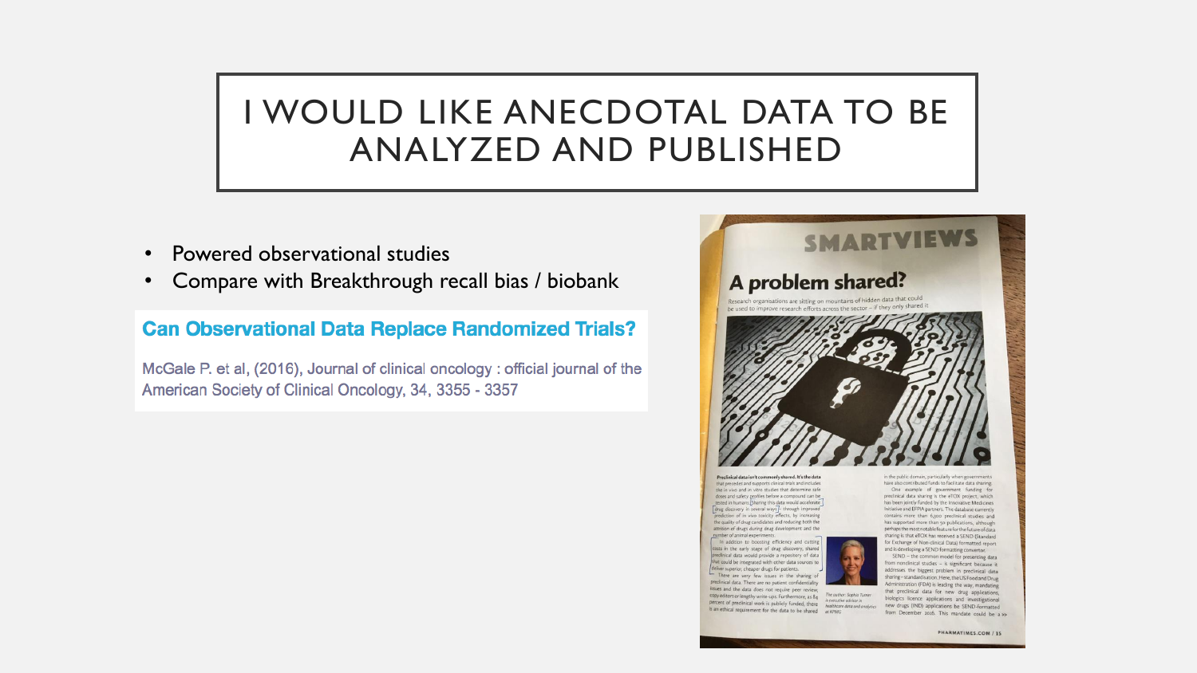# I WOULD LIKE ANECDOTAL DATA TO BE ANALYZED AND PUBLISHED

- Powered observational studies
- Compare with Breakthrough recall bias / biobank

**Can Observational Data Replace Randomized Trials?**

McGale P. et al, (2016), Journal of clinical oncology : official journal of the American Society of Clinical Oncology, 34, 3355 - 3357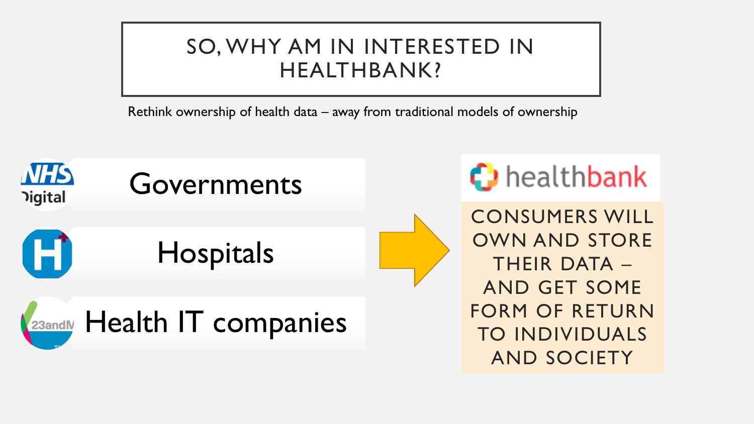# SO, WHY AM IN INTERESTED IN HEALTHBANK?

Rethink ownership of health data – away from traditional models of ownership

- Governments
- Hospitals
- Health IT companies

→

healthbank

CONSUMERS WILL OWN AND STORE THEIR DATA – AND GET SOME FORM OF RETURN TO INDIVIDUALS AND SOCIETY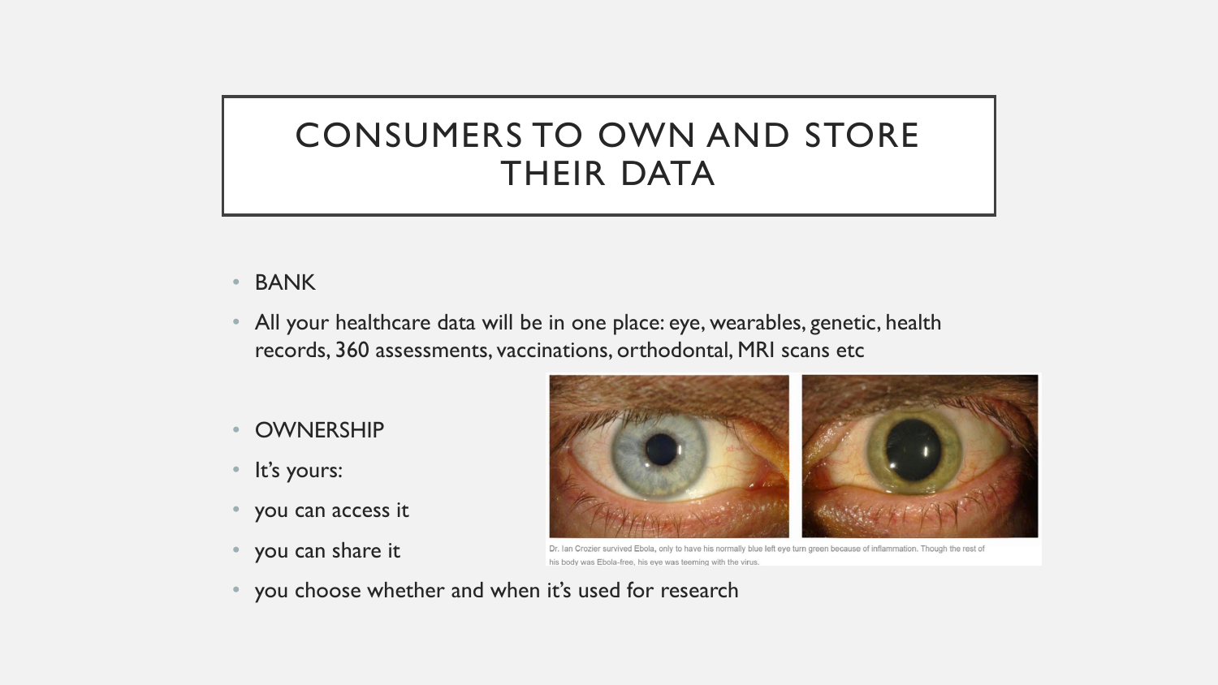# CONSUMERS TO OWN AND STORE THEIR DATA

- BANK
- All your healthcare data will be in one place: eye, wearables, genetic, health records, 360 assessments, vaccinations, orthodontal, MRI scans etc
- OWNERSHIP
- It's yours:
- you can access it
- you can share it
- you choose whether and when it's used for research

Dr. Ian Crozier survived Ebola, only to have his normally blue left eye turn green because of inflammation. Though the rest of his body was Ebola-free, his eye was teeming with the virus.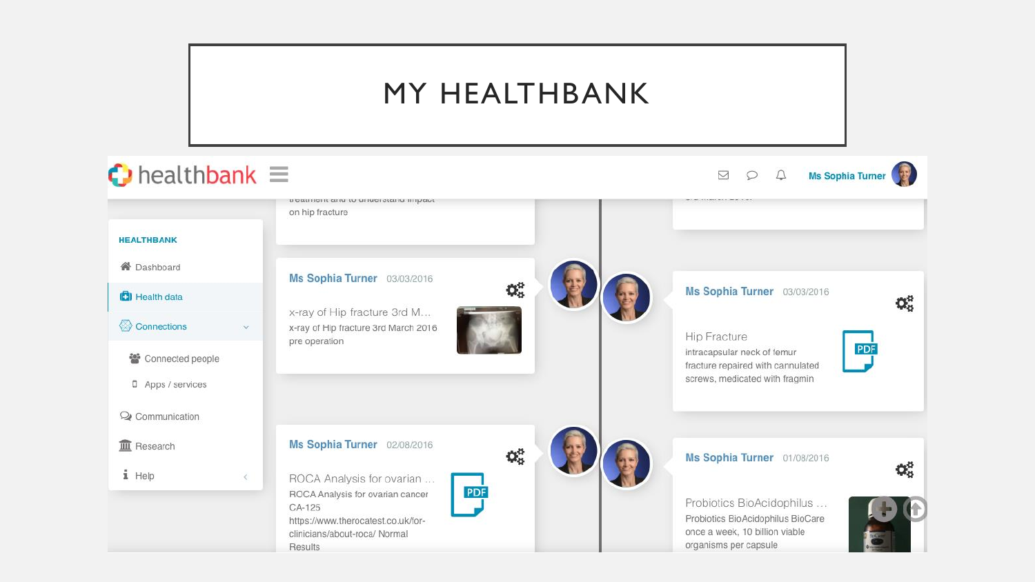# MY HEALTHBANK

healthbank

Ms Sophia Turner

treatment and to understand impact on hip fracture

**HEALTHBANK**

- Dashboard
- Health data
- Connections
  - Connected people
  - Apps / services
- Communication
- Research
- Help

**Ms Sophia Turner** 03/03/2016

x-ray of Hip fracture 3rd M...

x-ray of Hip fracture 3rd March 2016 pre operation

**Ms Sophia Turner** 03/03/2016

Hip Fracture

intracapsular neck of femur fracture repaired with cannulated screws, medicated with fragmin

PDF

**Ms Sophia Turner** 02/08/2016

ROCA Analysis for ovarian ...

ROCA Analysis for ovarian cancer CA-125 https://www.therocatest.co.uk/for-clinicians/about-roca/ Normal Results

PDF

**Ms Sophia Turner** 01/08/2016

Probiotics BioAcidophilus ...

Probiotics BioAcidophilus BioCare once a week, 10 billion viable organisms per capsule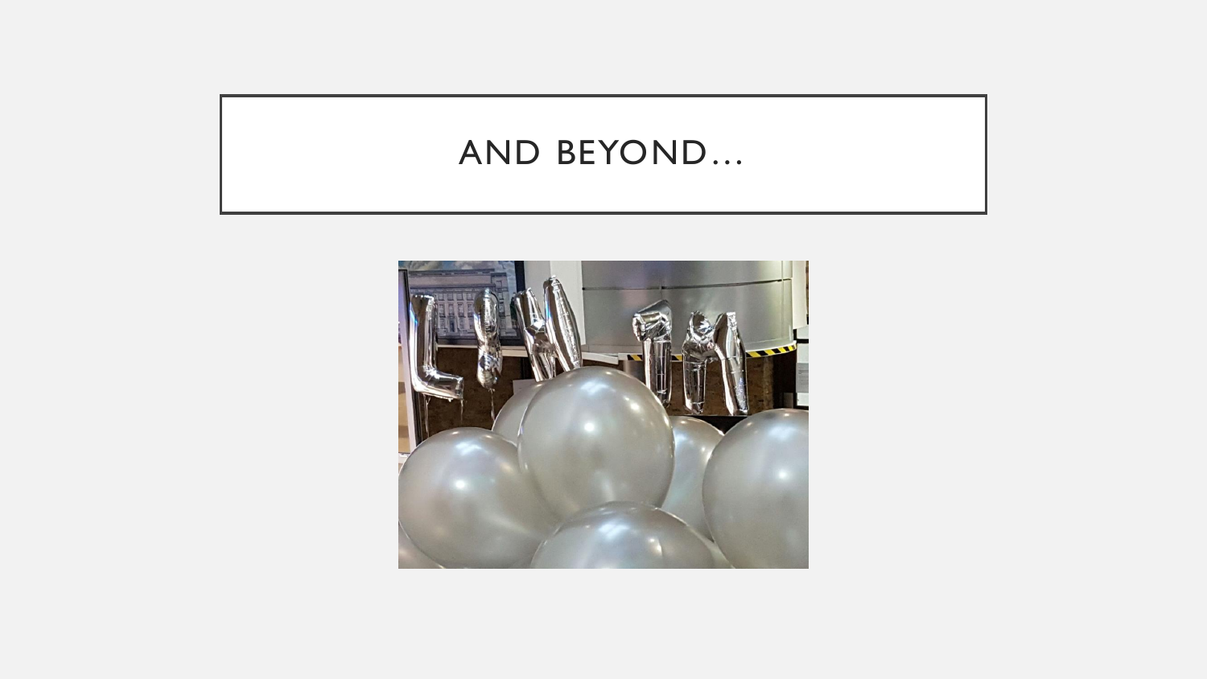# AND BEYOND…